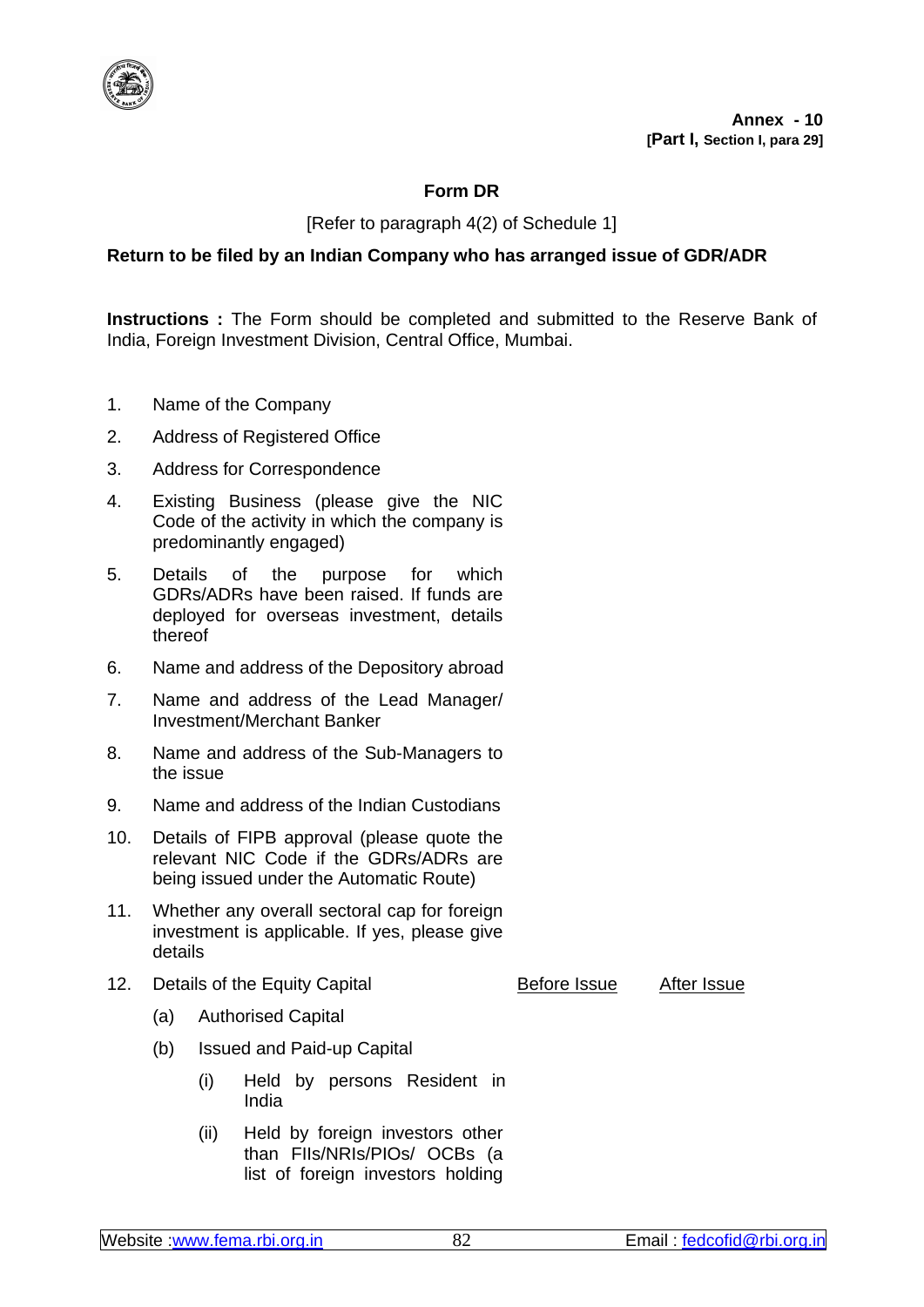**Annex - 10**
**[Part I, Section I, para 29]**

## Form DR

[Refer to paragraph 4(2) of Schedule 1]

**Return to be filed by an Indian Company who has arranged issue of GDR/ADR**

**Instructions :** The Form should be completed and submitted to the Reserve Bank of India, Foreign Investment Division, Central Office, Mumbai.

1. Name of the Company
2. Address of Registered Office
3. Address for Correspondence
4. Existing Business (please give the NIC Code of the activity in which the company is predominantly engaged)
5. Details of the purpose for which GDRs/ADRs have been raised. If funds are deployed for overseas investment, details thereof
6. Name and address of the Depository abroad
7. Name and address of the Lead Manager/ Investment/Merchant Banker
8. Name and address of the Sub-Managers to the issue
9. Name and address of the Indian Custodians
10. Details of FIPB approval (please quote the relevant NIC Code if the GDRs/ADRs are being issued under the Automatic Route)
11. Whether any overall sectoral cap for foreign investment is applicable. If yes, please give details
12. Details of the Equity Capital

| | Before Issue | After Issue |
|---|---|---|
| (a) Authorised Capital | | |
| (b) Issued and Paid-up Capital | | |
| (i) Held by persons Resident in India | | |
| (ii) Held by foreign investors other than FIIs/NRIs/PIOs/ OCBs (a list of foreign investors holding | | |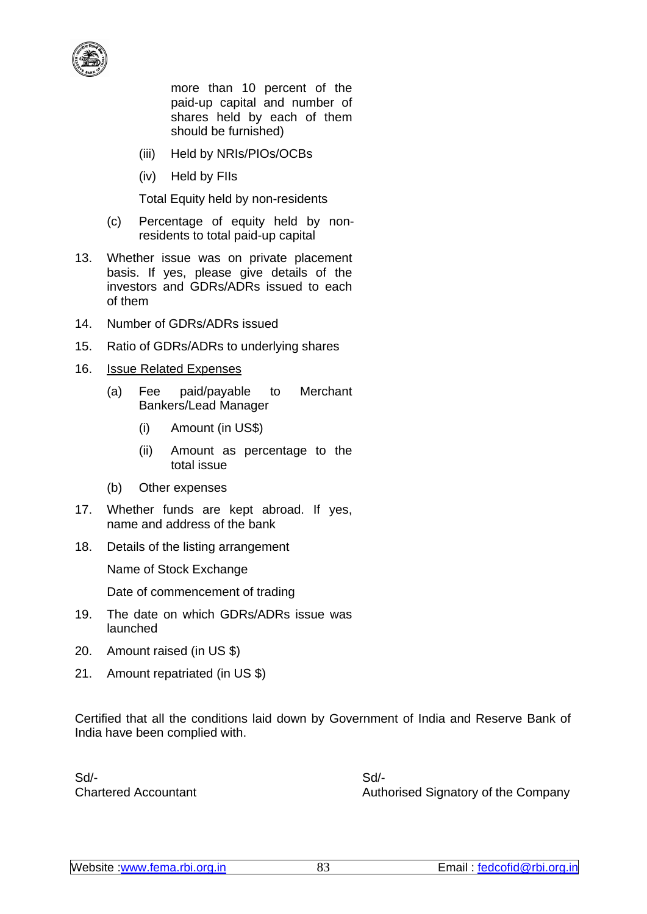more than 10 percent of the paid-up capital and number of shares held by each of them should be furnished)

(iii) Held by NRIs/PIOs/OCBs

(iv) Held by FIIs

Total Equity held by non-residents

(c) Percentage of equity held by non-residents to total paid-up capital

13. Whether issue was on private placement basis. If yes, please give details of the investors and GDRs/ADRs issued to each of them

14. Number of GDRs/ADRs issued

15. Ratio of GDRs/ADRs to underlying shares

16. <u>Issue Related Expenses</u>

    (a) Fee paid/payable to Merchant Bankers/Lead Manager

        (i) Amount (in US$)

        (ii) Amount as percentage to the total issue

    (b) Other expenses

17. Whether funds are kept abroad. If yes, name and address of the bank

18. Details of the listing arrangement

    Name of Stock Exchange

    Date of commencement of trading

19. The date on which GDRs/ADRs issue was launched

20. Amount raised (in US $)

21. Amount repatriated (in US $)

Certified that all the conditions laid down by Government of India and Reserve Bank of India have been complied with.

Sd/-
Chartered Accountant

Sd/-
Authorised Signatory of the Company